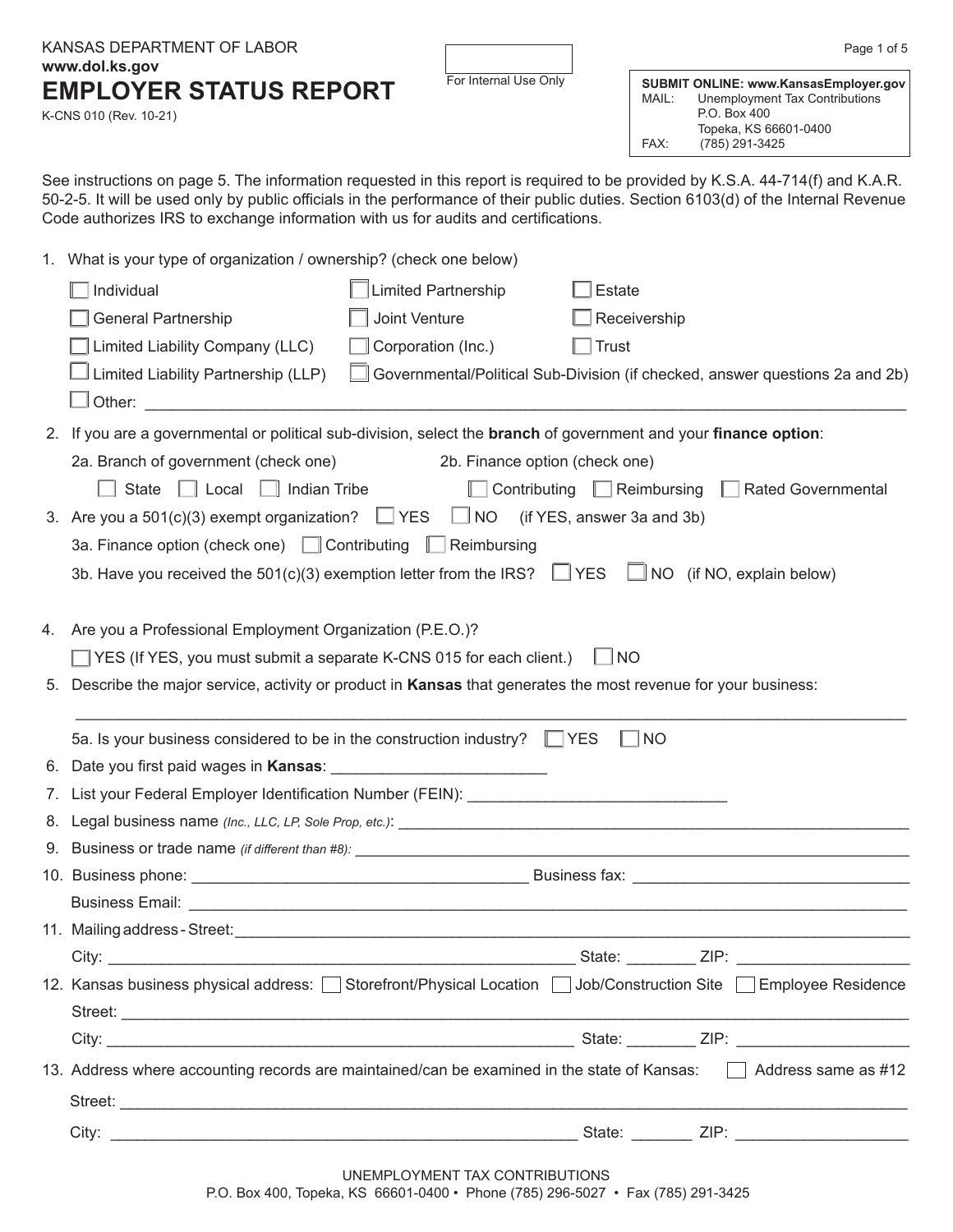KANSAS DEPARTMENT OF LABOR
**www.dol.ks.gov**

# EMPLOYER STATUS REPORT

K-CNS 010 (Rev. 10-21)

For Internal Use Only

**SUBMIT ONLINE: www.KansasEmployer.gov**
MAIL: Unemployment Tax Contributions
P.O. Box 400
Topeka, KS 66601-0400
FAX: (785) 291-3425

See instructions on page 5. The information requested in this report is required to be provided by K.S.A. 44-714(f) and K.A.R. 50-2-5. It will be used only by public officials in the performance of their public duties. Section 6103(d) of the Internal Revenue Code authorizes IRS to exchange information with us for audits and certifications.

1. What is your type of organization / ownership? (check one below)

   ☐ Individual ☐ Limited Partnership ☐ Estate
   ☐ General Partnership ☐ Joint Venture ☐ Receivership
   ☐ Limited Liability Company (LLC) ☐ Corporation (Inc.) ☐ Trust
   ☐ Limited Liability Partnership (LLP) ☐ Governmental/Political Sub-Division (if checked, answer questions 2a and 2b)
   ☐ Other: ______________________________

2. If you are a governmental or political sub-division, select the **branch** of government and your **finance option**:

   2a. Branch of government (check one) ☐ State ☐ Local ☐ Indian Tribe
   2b. Finance option (check one) ☐ Contributing ☐ Reimbursing ☐ Rated Governmental

3. Are you a 501(c)(3) exempt organization? ☐ YES ☐ NO (if YES, answer 3a and 3b)

   3a. Finance option (check one) ☐ Contributing ☐ Reimbursing
   3b. Have you received the 501(c)(3) exemption letter from the IRS? ☐ YES ☐ NO (if NO, explain below)

4. Are you a Professional Employment Organization (P.E.O.)?

   ☐ YES (If YES, you must submit a separate K-CNS 015 for each client.) ☐ NO

5. Describe the major service, activity or product in **Kansas** that generates the most revenue for your business:

   ______________________________

   5a. Is your business considered to be in the construction industry? ☐ YES ☐ NO

6. Date you first paid wages in **Kansas**: ______________________________
7. List your Federal Employer Identification Number (FEIN): ______________________________
8. Legal business name *(Inc., LLC, LP, Sole Prop, etc.)*: ______________________________
9. Business or trade name *(if different than #8)*: ______________________________
10. Business phone: ______________________________ Business fax: ______________________________

    Business Email: ______________________________

11. Mailing address - Street: ______________________________

    City: ______________________________ State: ________ ZIP: ______________________________

12. Kansas business physical address: ☐ Storefront/Physical Location ☐ Job/Construction Site ☐ Employee Residence

    Street: ______________________________

    City: ______________________________ State: ________ ZIP: ______________________________

13. Address where accounting records are maintained/can be examined in the state of Kansas: ☐ Address same as #12

    Street: ______________________________

    City: ______________________________ State: ________ ZIP: ______________________________

UNEMPLOYMENT TAX CONTRIBUTIONS
P.O. Box 400, Topeka, KS 66601-0400 • Phone (785) 296-5027 • Fax (785) 291-3425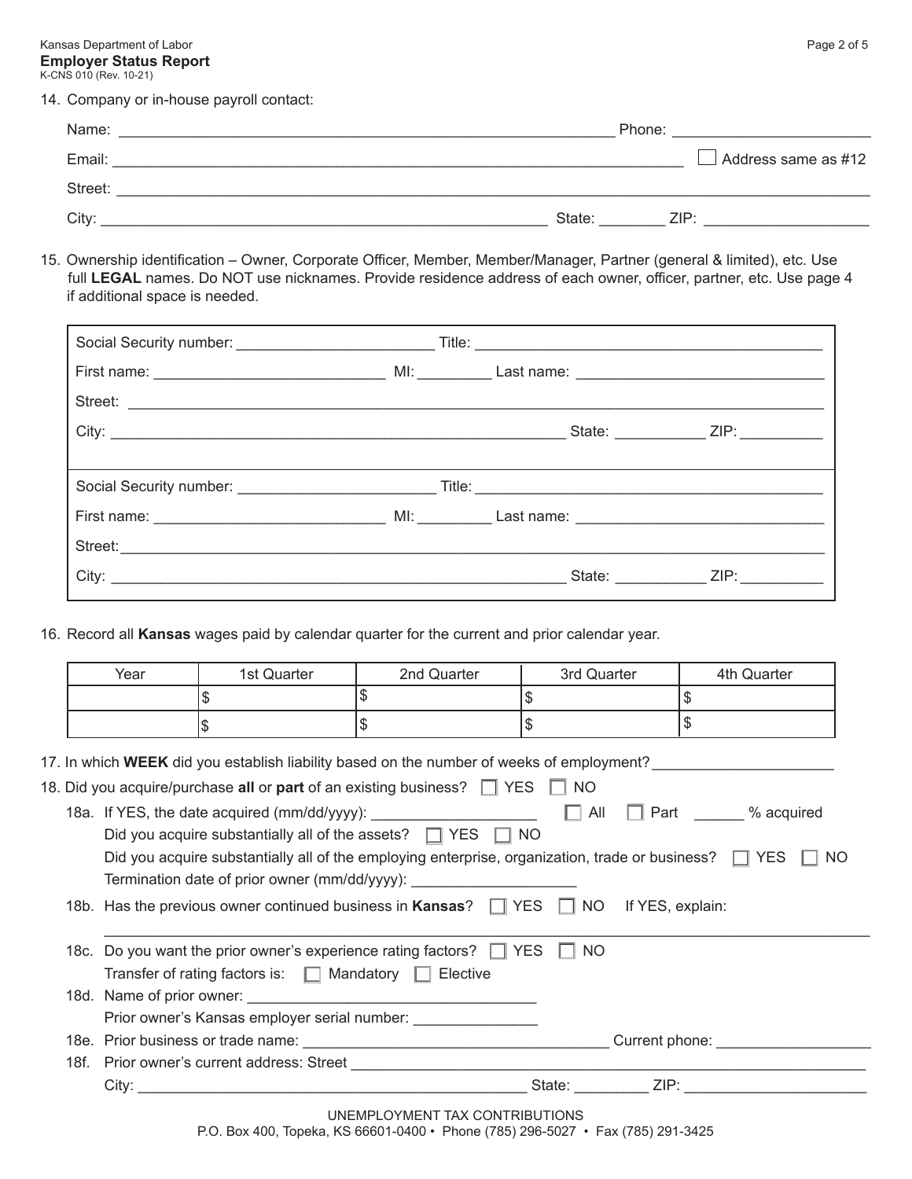14. Company or in-house payroll contact:

Name: ____________________ Phone: ____________________

Email: ____________________ ☐ Address same as #12

Street: ____________________

City: ____________________ State: ________ ZIP: ____________________

15. Ownership identification – Owner, Corporate Officer, Member, Member/Manager, Partner (general & limited), etc. Use full **LEGAL** names. Do NOT use nicknames. Provide residence address of each owner, officer, partner, etc. Use page 4 if additional space is needed.

Social Security number: ____________________ Title: ____________________

First name: ____________________ MI: ________ Last name: ____________________

Street: ____________________

City: ____________________ State: ___________ ZIP: __________

Social Security number: ____________________ Title: ____________________

First name: ____________________ MI: ________ Last name: ____________________

Street: ____________________

City: ____________________ State: ___________ ZIP: __________

16. Record all **Kansas** wages paid by calendar quarter for the current and prior calendar year.

| Year | 1st Quarter | 2nd Quarter | 3rd Quarter | 4th Quarter |
|---|---|---|---|---|
| | $ | $ | $ | $ |
| | $ | $ | $ | $ |

17. In which **WEEK** did you establish liability based on the number of weeks of employment? ____________________

18. Did you acquire/purchase **all** or **part** of an existing business? ☐ YES ☐ NO

18a. If YES, the date acquired (mm/dd/yyyy): ____________________ ☐ All ☐ Part ______ % acquired

Did you acquire substantially all of the assets? ☐ YES ☐ NO

Did you acquire substantially all of the employing enterprise, organization, trade or business? ☐ YES ☐ NO

Termination date of prior owner (mm/dd/yyyy): ____________________

18b. Has the previous owner continued business in **Kansas**? ☐ YES ☐ NO If YES, explain:

____________________

18c. Do you want the prior owner's experience rating factors? ☐ YES ☐ NO

Transfer of rating factors is: ☐ Mandatory ☐ Elective

18d. Name of prior owner: ____________________

Prior owner's Kansas employer serial number: ____________________

18e. Prior business or trade name: ____________________ Current phone: ____________________

18f. Prior owner's current address: Street ____________________

City: ____________________ State: _________ ZIP: ____________________

UNEMPLOYMENT TAX CONTRIBUTIONS

P.O. Box 400, Topeka, KS 66601-0400 • Phone (785) 296-5027 • Fax (785) 291-3425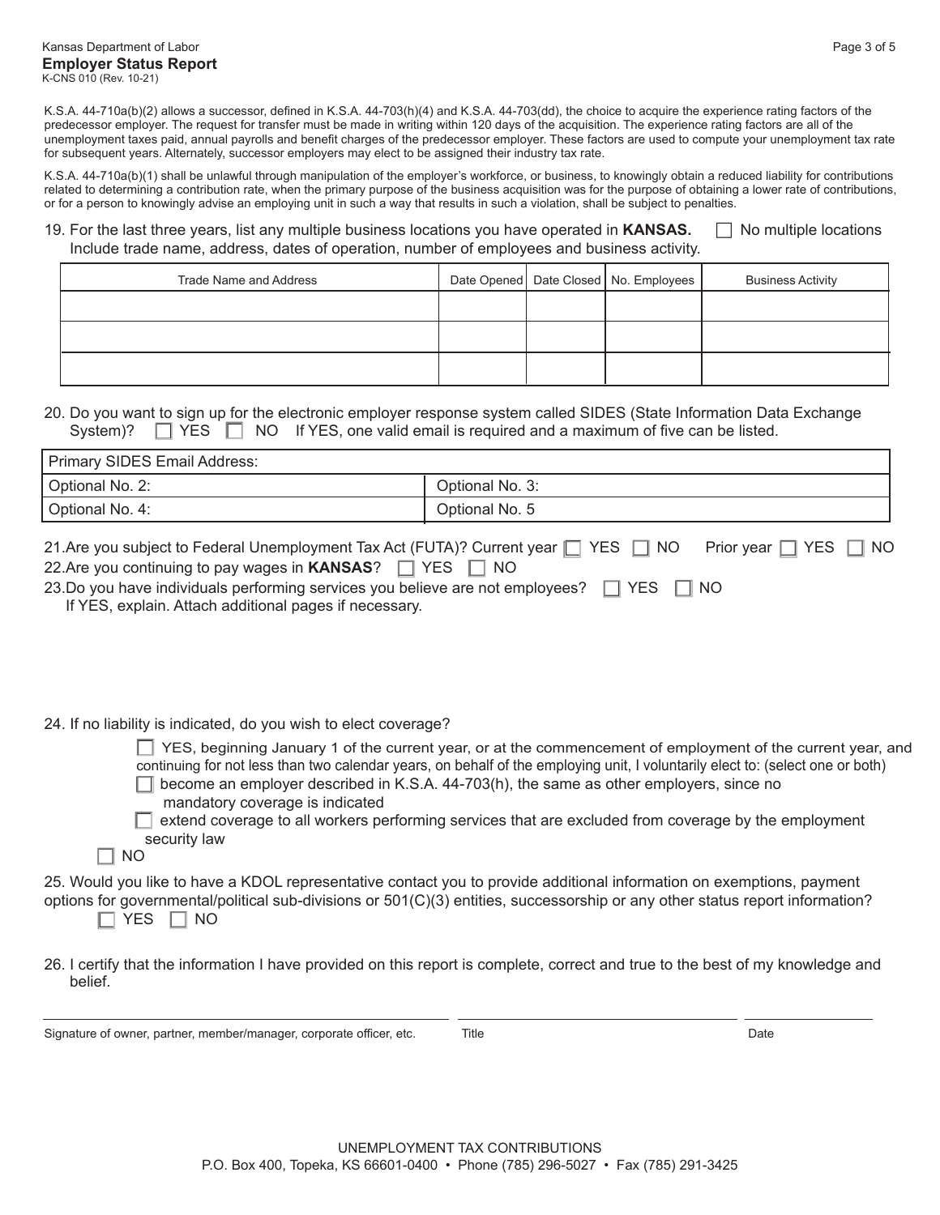K.S.A. 44-710a(b)(2) allows a successor, defined in K.S.A. 44-703(h)(4) and K.S.A. 44-703(dd), the choice to acquire the experience rating factors of the predecessor employer. The request for transfer must be made in writing within 120 days of the acquisition. The experience rating factors are all of the unemployment taxes paid, annual payrolls and benefit charges of the predecessor employer. These factors are used to compute your unemployment tax rate for subsequent years. Alternately, successor employers may elect to be assigned their industry tax rate.

K.S.A. 44-710a(b)(1) shall be unlawful through manipulation of the employer's workforce, or business, to knowingly obtain a reduced liability for contributions related to determining a contribution rate, when the primary purpose of the business acquisition was for the purpose of obtaining a lower rate of contributions, or for a person to knowingly advise an employing unit in such a way that results in such a violation, shall be subject to penalties.

19. For the last three years, list any multiple business locations you have operated in **KANSAS.** ☐ No multiple locations
Include trade name, address, dates of operation, number of employees and business activity.

| Trade Name and Address | Date Opened | Date Closed | No. Employees | Business Activity |
|---|---|---|---|---|
| | | | | |
| | | | | |
| | | | | |

20. Do you want to sign up for the electronic employer response system called SIDES (State Information Data Exchange System)? ☐ YES ☐ NO If YES, one valid email is required and a maximum of five can be listed.

| Primary SIDES Email Address: | |
|---|---|
| Optional No. 2: | Optional No. 3: |
| Optional No. 4: | Optional No. 5 |

21. Are you subject to Federal Unemployment Tax Act (FUTA)? Current year ☐ YES ☐ NO Prior year ☐ YES ☐ NO

22. Are you continuing to pay wages in **KANSAS**? ☐ YES ☐ NO

23. Do you have individuals performing services you believe are not employees? ☐ YES ☐ NO
If YES, explain. Attach additional pages if necessary.

24. If no liability is indicated, do you wish to elect coverage?

- ☐ YES, beginning January 1 of the current year, or at the commencement of employment of the current year, and continuing for not less than two calendar years, on behalf of the employing unit, I voluntarily elect to: (select one or both)
  - ☐ become an employer described in K.S.A. 44-703(h), the same as other employers, since no mandatory coverage is indicated
  - ☐ extend coverage to all workers performing services that are excluded from coverage by the employment security law
- ☐ NO

25. Would you like to have a KDOL representative contact you to provide additional information on exemptions, payment options for governmental/political sub-divisions or 501(C)(3) entities, successorship or any other status report information?
☐ YES ☐ NO

26. I certify that the information I have provided on this report is complete, correct and true to the best of my knowledge and belief.

| Signature of owner, partner, member/manager, corporate officer, etc. | Title | Date |
|---|---|---|

UNEMPLOYMENT TAX CONTRIBUTIONS
P.O. Box 400, Topeka, KS 66601-0400 • Phone (785) 296-5027 • Fax (785) 291-3425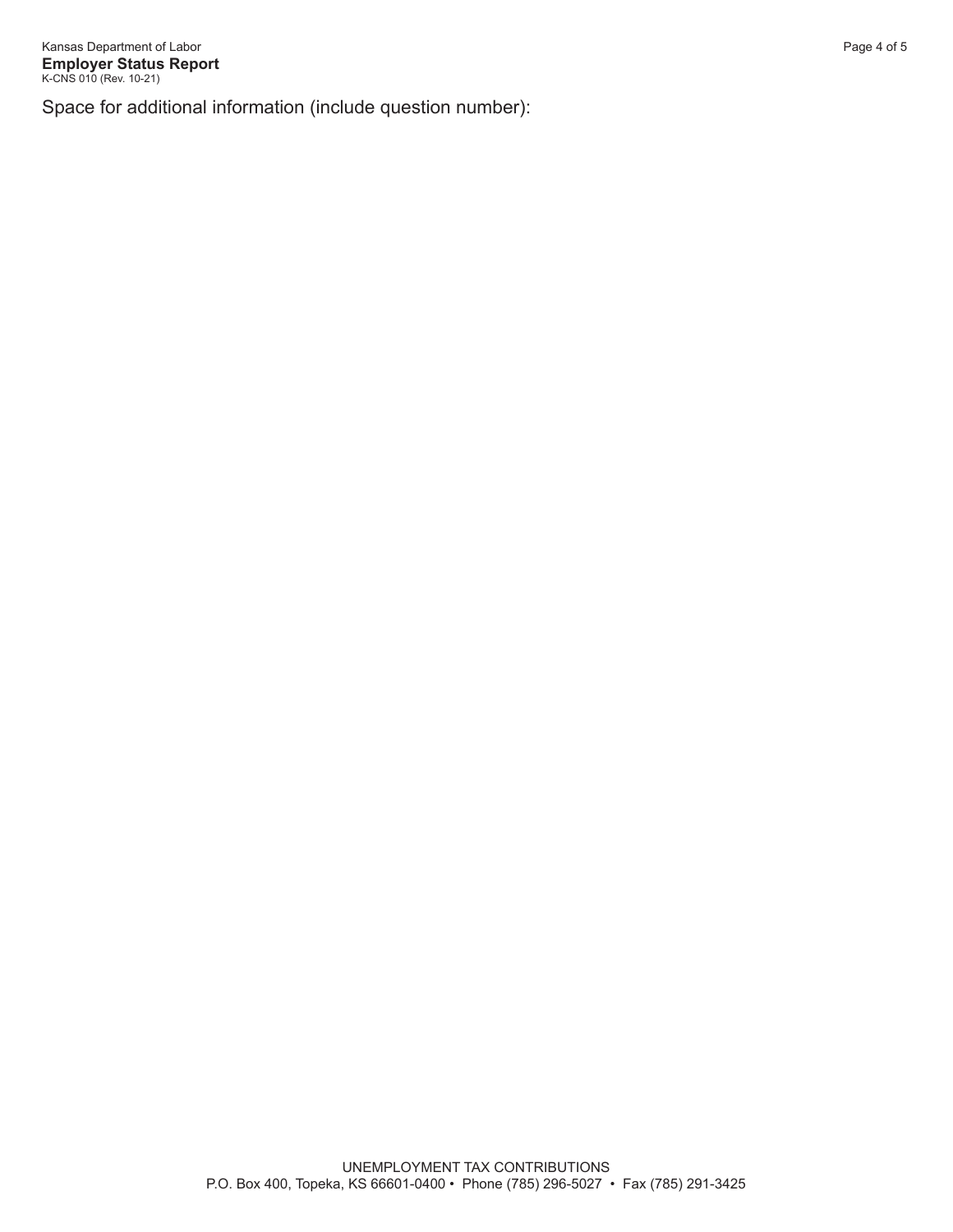Space for additional information (include question number):

UNEMPLOYMENT TAX CONTRIBUTIONS
P.O. Box 400, Topeka, KS 66601-0400 • Phone (785) 296-5027 • Fax (785) 291-3425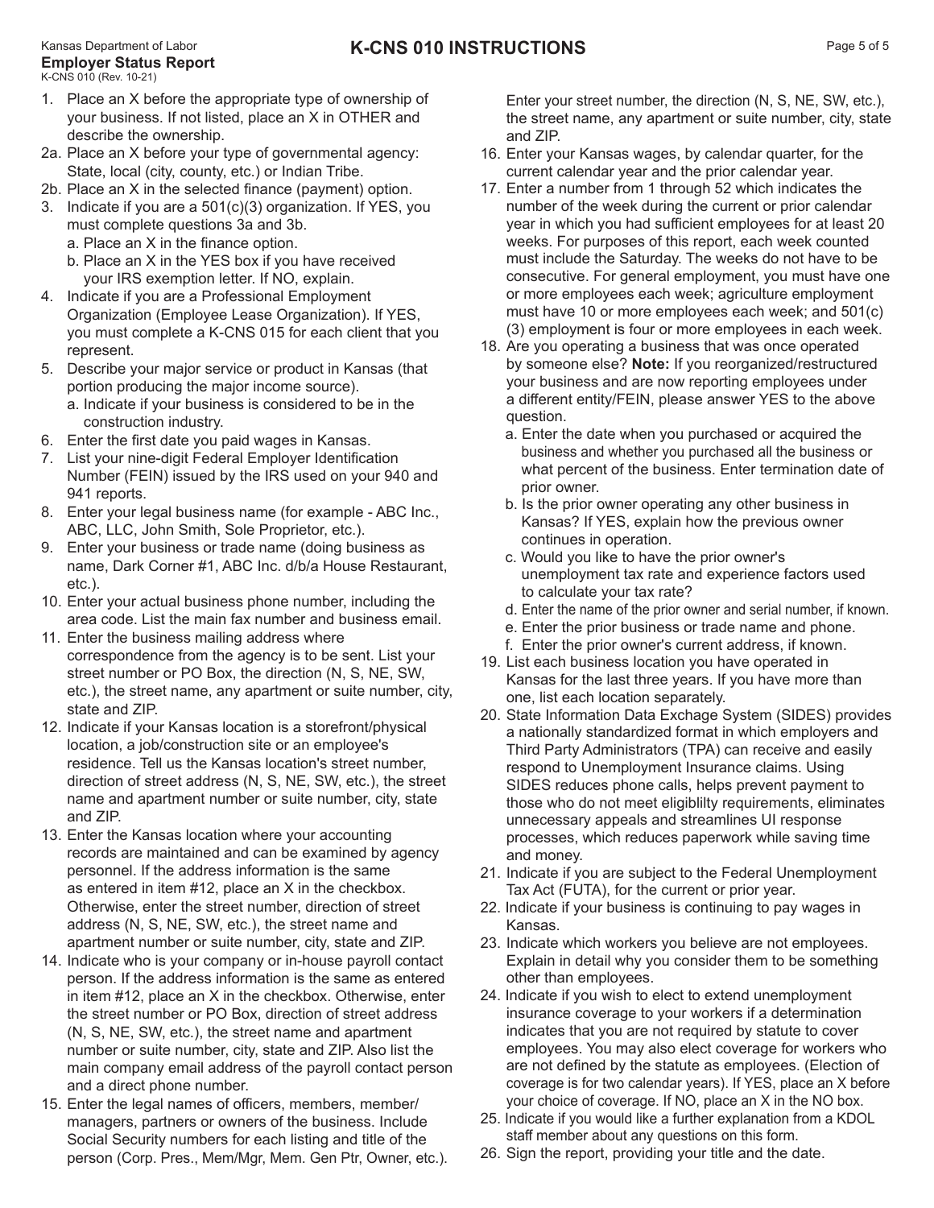Kansas Department of Labor
**Employer Status Report**
K-CNS 010 (Rev. 10-21)

# K-CNS 010 INSTRUCTIONS

1. Place an X before the appropriate type of ownership of your business. If not listed, place an X in OTHER and describe the ownership.

2a. Place an X before your type of governmental agency: State, local (city, county, etc.) or Indian Tribe.

2b. Place an X in the selected finance (payment) option.

3. Indicate if you are a 501(c)(3) organization. If YES, you must complete questions 3a and 3b.
   a. Place an X in the finance option.
   b. Place an X in the YES box if you have received your IRS exemption letter. If NO, explain.

4. Indicate if you are a Professional Employment Organization (Employee Lease Organization). If YES, you must complete a K-CNS 015 for each client that you represent.

5. Describe your major service or product in Kansas (that portion producing the major income source).
   a. Indicate if your business is considered to be in the construction industry.

6. Enter the first date you paid wages in Kansas.

7. List your nine-digit Federal Employer Identification Number (FEIN) issued by the IRS used on your 940 and 941 reports.

8. Enter your legal business name (for example - ABC Inc., ABC, LLC, John Smith, Sole Proprietor, etc.).

9. Enter your business or trade name (doing business as name, Dark Corner #1, ABC Inc. d/b/a House Restaurant, etc.).

10. Enter your actual business phone number, including the area code. List the main fax number and business email.

11. Enter the business mailing address where correspondence from the agency is to be sent. List your street number or PO Box, the direction (N, S, NE, SW, etc.), the street name, any apartment or suite number, city, state and ZIP.

12. Indicate if your Kansas location is a storefront/physical location, a job/construction site or an employee's residence. Tell us the Kansas location's street number, direction of street address (N, S, NE, SW, etc.), the street name and apartment number or suite number, city, state and ZIP.

13. Enter the Kansas location where your accounting records are maintained and can be examined by agency personnel. If the address information is the same as entered in item #12, place an X in the checkbox. Otherwise, enter the street number, direction of street address (N, S, NE, SW, etc.), the street name and apartment number or suite number, city, state and ZIP.

14. Indicate who is your company or in-house payroll contact person. If the address information is the same as entered in item #12, place an X in the checkbox. Otherwise, enter the street number or PO Box, direction of street address (N, S, NE, SW, etc.), the street name and apartment number or suite number, city, state and ZIP. Also list the main company email address of the payroll contact person and a direct phone number.

15. Enter the legal names of officers, members, member/managers, partners or owners of the business. Include Social Security numbers for each listing and title of the person (Corp. Pres., Mem/Mgr, Mem. Gen Ptr, Owner, etc.). Enter your street number, the direction (N, S, NE, SW, etc.), the street name, any apartment or suite number, city, state and ZIP.

16. Enter your Kansas wages, by calendar quarter, for the current calendar year and the prior calendar year.

17. Enter a number from 1 through 52 which indicates the number of the week during the current or prior calendar year in which you had sufficient employees for at least 20 weeks. For purposes of this report, each week counted must include the Saturday. The weeks do not have to be consecutive. For general employment, you must have one or more employees each week; agriculture employment must have 10 or more employees each week; and 501(c)(3) employment is four or more employees in each week.

18. Are you operating a business that was once operated by someone else? **Note:** If you reorganized/restructured your business and are now reporting employees under a different entity/FEIN, please answer YES to the above question.
    a. Enter the date when you purchased or acquired the business and whether you purchased all the business or what percent of the business. Enter termination date of prior owner.
    b. Is the prior owner operating any other business in Kansas? If YES, explain how the previous owner continues in operation.
    c. Would you like to have the prior owner's unemployment tax rate and experience factors used to calculate your tax rate?
    d. Enter the name of the prior owner and serial number, if known.
    e. Enter the prior business or trade name and phone.
    f. Enter the prior owner's current address, if known.

19. List each business location you have operated in Kansas for the last three years. If you have more than one, list each location separately.

20. State Information Data Exchage System (SIDES) provides a nationally standardized format in which employers and Third Party Administrators (TPA) can receive and easily respond to Unemployment Insurance claims. Using SIDES reduces phone calls, helps prevent payment to those who do not meet eligiblilty requirements, eliminates unnecessary appeals and streamlines UI response processes, which reduces paperwork while saving time and money.

21. Indicate if you are subject to the Federal Unemployment Tax Act (FUTA), for the current or prior year.

22. Indicate if your business is continuing to pay wages in Kansas.

23. Indicate which workers you believe are not employees. Explain in detail why you consider them to be something other than employees.

24. Indicate if you wish to elect to extend unemployment insurance coverage to your workers if a determination indicates that you are not required by statute to cover employees. You may also elect coverage for workers who are not defined by the statute as employees. (Election of coverage is for two calendar years). If YES, place an X before your choice of coverage. If NO, place an X in the NO box.

25. Indicate if you would like a further explanation from a KDOL staff member about any questions on this form.

26. Sign the report, providing your title and the date.